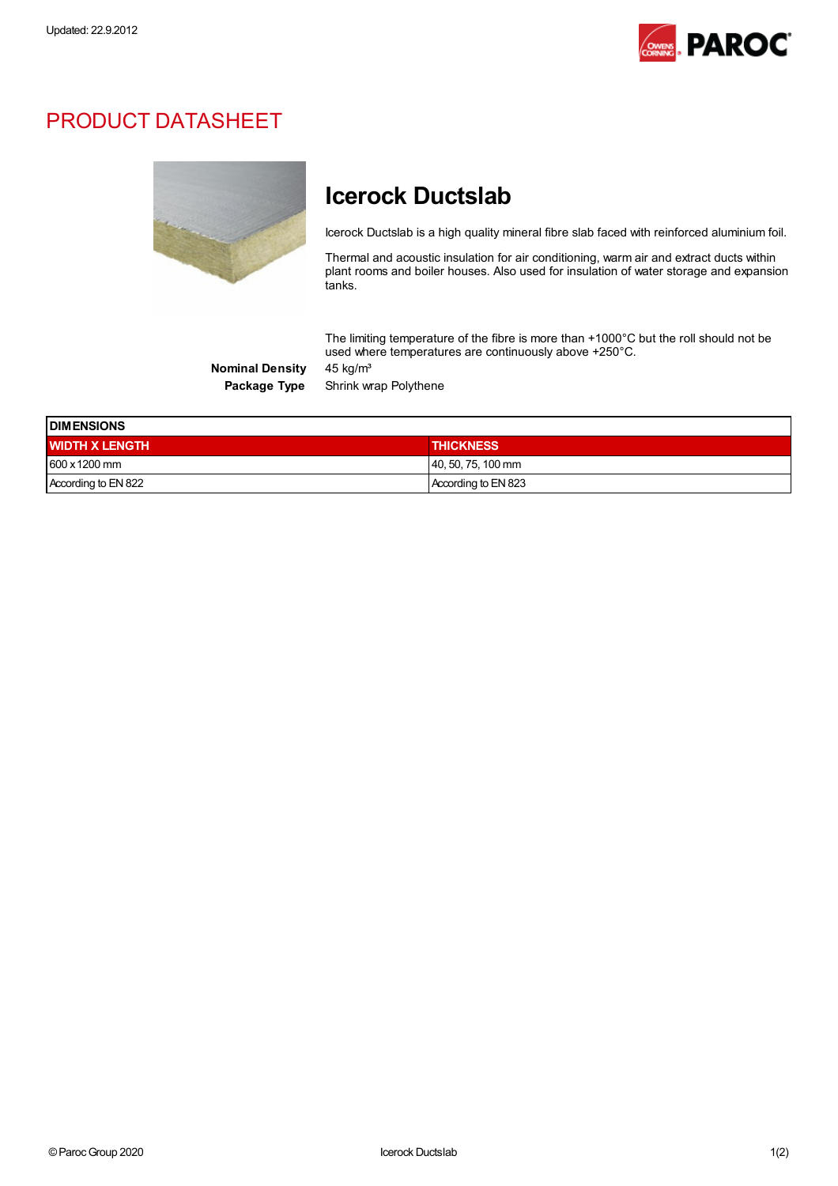Updated: 22.9.2012

# PRODUCT DATASHEET

## Icerock Ductslab

Icerock Ductslab is a high quality mineral fibre slab faced with reinforced aluminium foil.

Thermal and acoustic insulation for air conditioning, warm air and extract ducts within plant rooms and boiler houses. Also used for insulation of water storage and expansion tanks.

The limiting temperature of the fibre is more than +1000°C but the roll should not be used where temperatures are continuously above +250°C.

**Nominal Density** 45 kg/m³

**Package Type** Shrink wrap Polythene

| DIMENSIONS | |
|---|---|
| **WIDTH X LENGTH** | **THICKNESS** |
| 600 x 1200 mm | 40, 50, 75, 100 mm |
| According to EN 822 | According to EN 823 |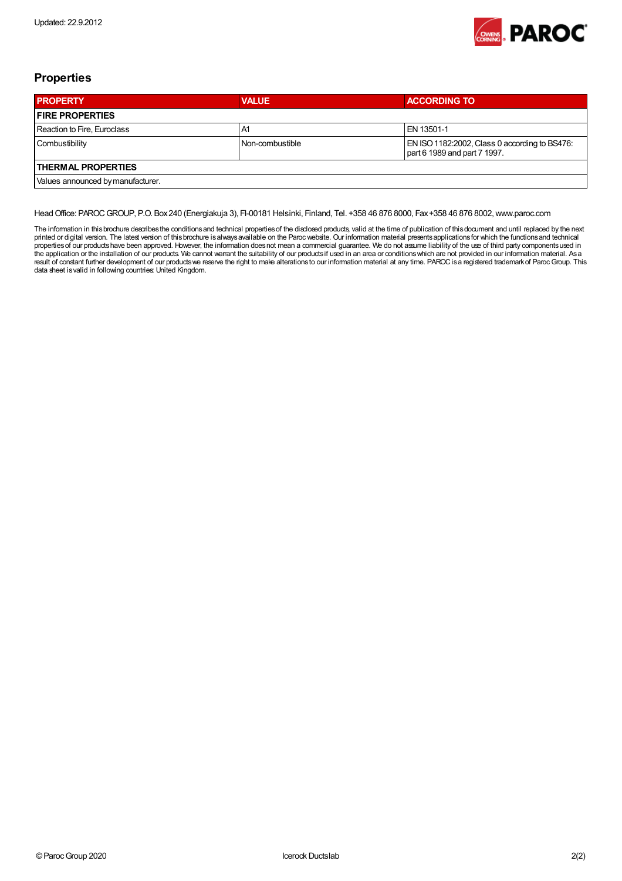Updated: 22.9.2012

## Properties

| PROPERTY | VALUE | ACCORDING TO |
|---|---|---|
| **FIRE PROPERTIES** | | |
| Reaction to Fire, Euroclass | A1 | EN 13501-1 |
| Combustibility | Non-combustible | EN ISO 1182:2002, Class 0 according to BS476: part 6 1989 and part 7 1997. |
| **THERMAL PROPERTIES** | | |
| Values announced by manufacturer. | | |

Head Office: PAROC GROUP, P.O. Box 240 (Energiakuja 3), FI-00181 Helsinki, Finland, Tel. +358 46 876 8000, Fax +358 46 876 8002, www.paroc.com

The information in this brochure describes the conditions and technical properties of the disclosed products, valid at the time of publication of this document and until replaced by the next printed or digital version. The latest version of this brochure is always available on the Paroc website. Our information material presents applications for which the functions and technical properties of our products have been approved. However, the information does not mean a commercial guarantee. We do not assume liability of the use of third party components used in the application or the installation of our products. We cannot warrant the suitability of our products if used in an area or conditions which are not provided in our information material. As a result of constant further development of our products we reserve the right to make alterations to our information material at any time. PAROC is a registered trademark of Paroc Group. This data sheet is valid in following countries: United Kingdom.

© Paroc Group 2020 Icerock Ductslab